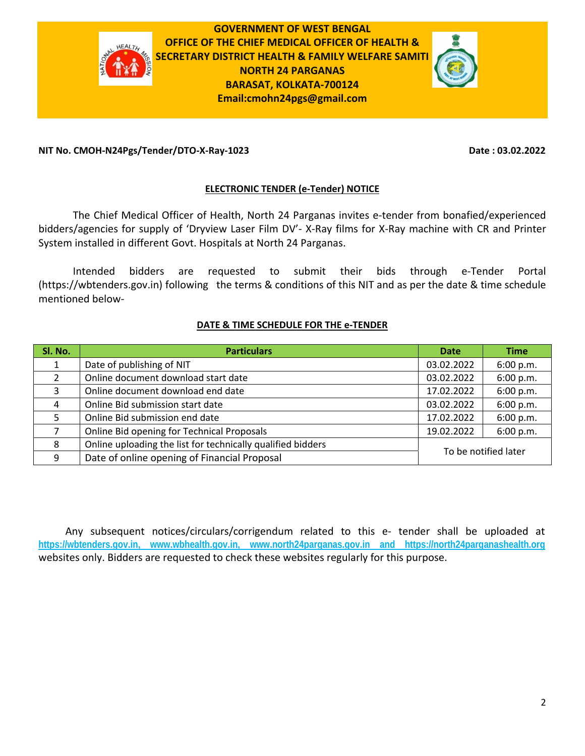**GOVERNMENT OF WEST BENGAL**
**OFFICE OF THE CHIEF MEDICAL OFFICER OF HEALTH &**
**SECRETARY DISTRICT HEALTH & FAMILY WELFARE SAMITI**
**NORTH 24 PARGANAS**
**BARASAT, KOLKATA-700124**
**Email:cmohn24pgs@gmail.com**

**NIT No. CMOH-N24Pgs/Tender/DTO-X-Ray-1023** **Date : 03.02.2022**

## ELECTRONIC TENDER (e-Tender) NOTICE

The Chief Medical Officer of Health, North 24 Parganas invites e-tender from bonafied/experienced bidders/agencies for supply of 'Dryview Laser Film DV'- X-Ray films for X-Ray machine with CR and Printer System installed in different Govt. Hospitals at North 24 Parganas.

Intended bidders are requested to submit their bids through e-Tender Portal (https://wbtenders.gov.in) following the terms & conditions of this NIT and as per the date & time schedule mentioned below-

### DATE & TIME SCHEDULE FOR THE e-TENDER

| Sl. No. | Particulars | Date | Time |
|---|---|---|---|
| 1 | Date of publishing of NIT | 03.02.2022 | 6:00 p.m. |
| 2 | Online document download start date | 03.02.2022 | 6:00 p.m. |
| 3 | Online document download end date | 17.02.2022 | 6:00 p.m. |
| 4 | Online Bid submission start date | 03.02.2022 | 6:00 p.m. |
| 5 | Online Bid submission end date | 17.02.2022 | 6:00 p.m. |
| 7 | Online Bid opening for Technical Proposals | 19.02.2022 | 6:00 p.m. |
| 8 | Online uploading the list for technically qualified bidders | To be notified later | |
| 9 | Date of online opening of Financial Proposal | | |

Any subsequent notices/circulars/corrigendum related to this e- tender shall be uploaded at https://wbtenders.gov.in, www.wbhealth.gov.in, www.north24parganas.gov.in and https://north24parganashealth.org websites only. Bidders are requested to check these websites regularly for this purpose.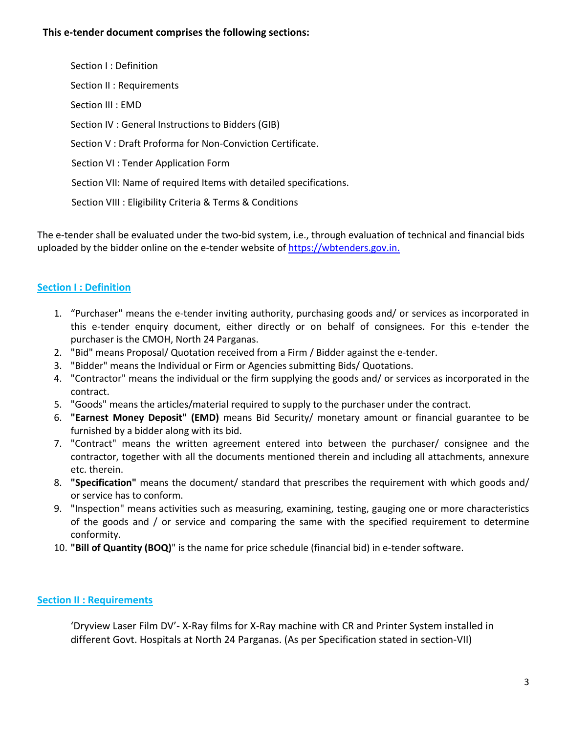**This e-tender document comprises the following sections:**

Section I : Definition

Section II : Requirements

Section III : EMD

Section IV : General Instructions to Bidders (GIB)

Section V : Draft Proforma for Non-Conviction Certificate.

Section VI : Tender Application Form

Section VII: Name of required Items with detailed specifications.

Section VIII : Eligibility Criteria & Terms & Conditions

The e-tender shall be evaluated under the two-bid system, i.e., through evaluation of technical and financial bids uploaded by the bidder online on the e-tender website of https://wbtenders.gov.in.

## Section I : Definition

1. “Purchaser" means the e-tender inviting authority, purchasing goods and/ or services as incorporated in this e-tender enquiry document, either directly or on behalf of consignees. For this e-tender the purchaser is the CMOH, North 24 Parganas.
2. "Bid" means Proposal/ Quotation received from a Firm / Bidder against the e-tender.
3. "Bidder" means the Individual or Firm or Agencies submitting Bids/ Quotations.
4. "Contractor" means the individual or the firm supplying the goods and/ or services as incorporated in the contract.
5. "Goods" means the articles/material required to supply to the purchaser under the contract.
6. **"Earnest Money Deposit" (EMD)** means Bid Security/ monetary amount or financial guarantee to be furnished by a bidder along with its bid.
7. "Contract" means the written agreement entered into between the purchaser/ consignee and the contractor, together with all the documents mentioned therein and including all attachments, annexure etc. therein.
8. **"Specification"** means the document/ standard that prescribes the requirement with which goods and/ or service has to conform.
9. "Inspection" means activities such as measuring, examining, testing, gauging one or more characteristics of the goods and / or service and comparing the same with the specified requirement to determine conformity.
10. **"Bill of Quantity (BOQ)**" is the name for price schedule (financial bid) in e-tender software.

## Section II : Requirements

‘Dryview Laser Film DV’- X-Ray films for X-Ray machine with CR and Printer System installed in different Govt. Hospitals at North 24 Parganas. (As per Specification stated in section-VII)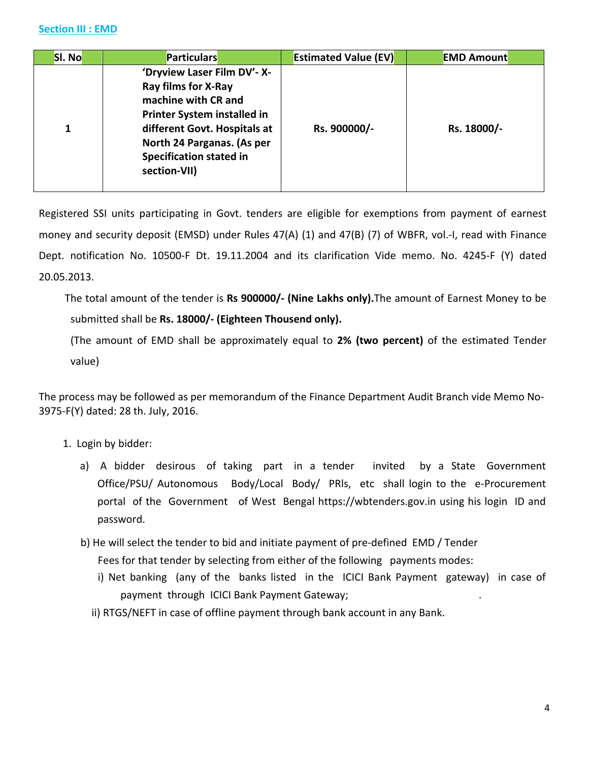## Section III : EMD

| Sl. No | Particulars | Estimated Value (EV) | EMD Amount |
|---|---|---|---|
| 1 | **'Dryview Laser Film DV'- X-Ray films for X-Ray machine with CR and Printer System installed in different Govt. Hospitals at North 24 Parganas. (As per Specification stated in section-VII)** | **Rs. 900000/-** | **Rs. 18000/-** |

Registered SSI units participating in Govt. tenders are eligible for exemptions from payment of earnest money and security deposit (EMSD) under Rules 47(A) (1) and 47(B) (7) of WBFR, vol.-I, read with Finance Dept. notification No. 10500-F Dt. 19.11.2004 and its clarification Vide memo. No. 4245-F (Y) dated 20.05.2013.

The total amount of the tender is **Rs 900000/- (Nine Lakhs only).** The amount of Earnest Money to be submitted shall be **Rs. 18000/- (Eighteen Thousand only).**

(The amount of EMD shall be approximately equal to **2% (two percent)** of the estimated Tender value)

The process may be followed as per memorandum of the Finance Department Audit Branch vide Memo No-3975-F(Y) dated: 28 th. July, 2016.

1. Login by bidder:
   a) A bidder desirous of taking part in a tender invited by a State Government Office/PSU/ Autonomous Body/Local Body/ PRIs, etc shall login to the e-Procurement portal of the Government of West Bengal https://wbtenders.gov.in using his login ID and password.

   b) He will select the tender to bid and initiate payment of pre-defined EMD / Tender Fees for that tender by selecting from either of the following payments modes:
      i) Net banking (any of the banks listed in the ICICI Bank Payment gateway) in case of payment through ICICI Bank Payment Gateway;
      ii) RTGS/NEFT in case of offline payment through bank account in any Bank.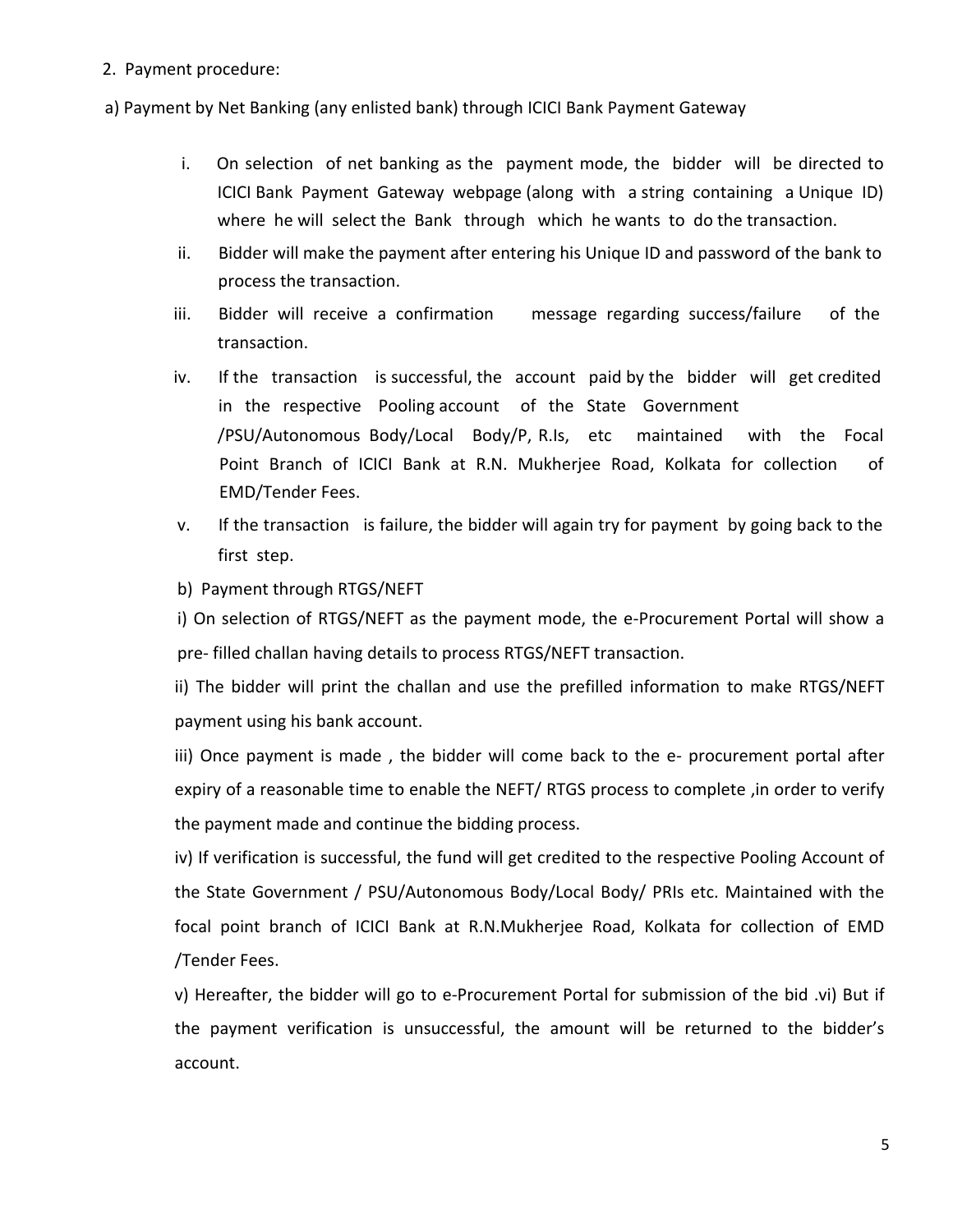2. Payment procedure:

a) Payment by Net Banking (any enlisted bank) through ICICI Bank Payment Gateway

i. On selection of net banking as the payment mode, the bidder will be directed to ICICI Bank Payment Gateway webpage (along with a string containing a Unique ID) where he will select the Bank through which he wants to do the transaction.

ii. Bidder will make the payment after entering his Unique ID and password of the bank to process the transaction.

iii. Bidder will receive a confirmation message regarding success/failure of the transaction.

iv. If the transaction is successful, the account paid by the bidder will get credited in the respective Pooling account of the State Government /PSU/Autonomous Body/Local Body/P, R.Is, etc maintained with the Focal Point Branch of ICICI Bank at R.N. Mukherjee Road, Kolkata for collection of EMD/Tender Fees.

v. If the transaction is failure, the bidder will again try for payment by going back to the first step.

b) Payment through RTGS/NEFT

i) On selection of RTGS/NEFT as the payment mode, the e-Procurement Portal will show a pre- filled challan having details to process RTGS/NEFT transaction.

ii) The bidder will print the challan and use the prefilled information to make RTGS/NEFT payment using his bank account.

iii) Once payment is made , the bidder will come back to the e- procurement portal after expiry of a reasonable time to enable the NEFT/ RTGS process to complete ,in order to verify the payment made and continue the bidding process.

iv) If verification is successful, the fund will get credited to the respective Pooling Account of the State Government / PSU/Autonomous Body/Local Body/ PRIs etc. Maintained with the focal point branch of ICICI Bank at R.N.Mukherjee Road, Kolkata for collection of EMD /Tender Fees.

v) Hereafter, the bidder will go to e-Procurement Portal for submission of the bid .vi) But if the payment verification is unsuccessful, the amount will be returned to the bidder's account.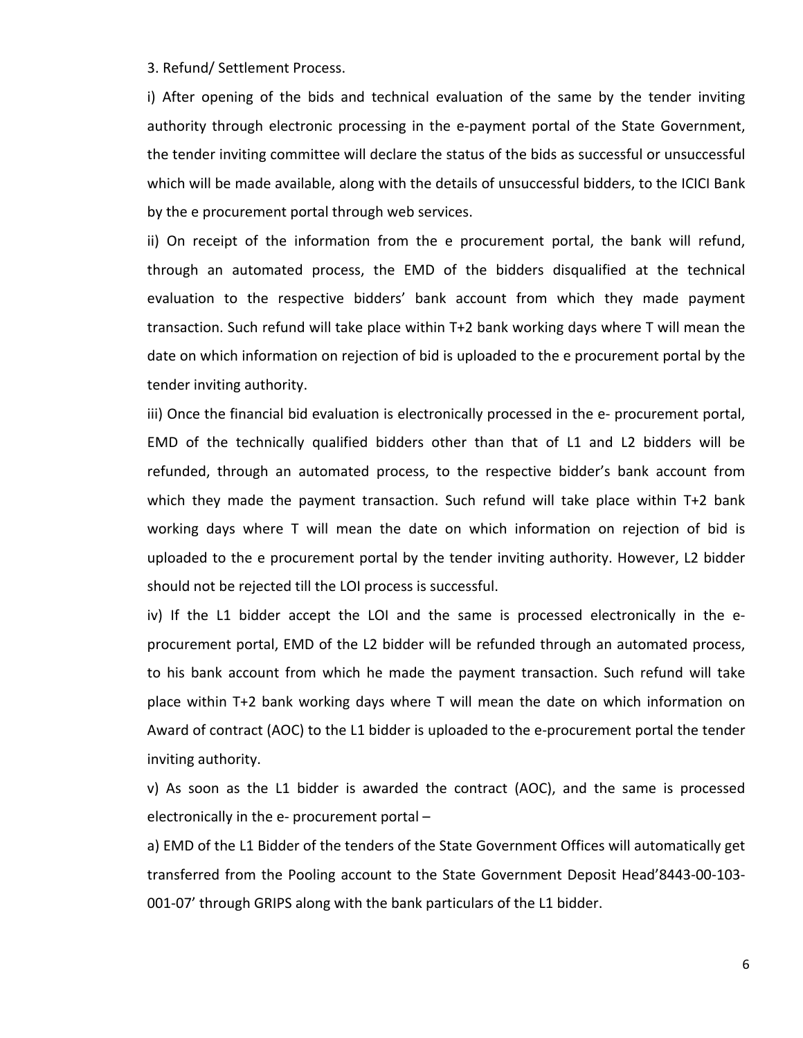3. Refund/ Settlement Process.

i) After opening of the bids and technical evaluation of the same by the tender inviting authority through electronic processing in the e-payment portal of the State Government, the tender inviting committee will declare the status of the bids as successful or unsuccessful which will be made available, along with the details of unsuccessful bidders, to the ICICI Bank by the e procurement portal through web services.

ii) On receipt of the information from the e procurement portal, the bank will refund, through an automated process, the EMD of the bidders disqualified at the technical evaluation to the respective bidders' bank account from which they made payment transaction. Such refund will take place within T+2 bank working days where T will mean the date on which information on rejection of bid is uploaded to the e procurement portal by the tender inviting authority.

iii) Once the financial bid evaluation is electronically processed in the e- procurement portal, EMD of the technically qualified bidders other than that of L1 and L2 bidders will be refunded, through an automated process, to the respective bidder's bank account from which they made the payment transaction. Such refund will take place within T+2 bank working days where T will mean the date on which information on rejection of bid is uploaded to the e procurement portal by the tender inviting authority. However, L2 bidder should not be rejected till the LOI process is successful.

iv) If the L1 bidder accept the LOI and the same is processed electronically in the e-procurement portal, EMD of the L2 bidder will be refunded through an automated process, to his bank account from which he made the payment transaction. Such refund will take place within T+2 bank working days where T will mean the date on which information on Award of contract (AOC) to the L1 bidder is uploaded to the e-procurement portal the tender inviting authority.

v) As soon as the L1 bidder is awarded the contract (AOC), and the same is processed electronically in the e- procurement portal –

a) EMD of the L1 Bidder of the tenders of the State Government Offices will automatically get transferred from the Pooling account to the State Government Deposit Head'8443-00-103-001-07' through GRIPS along with the bank particulars of the L1 bidder.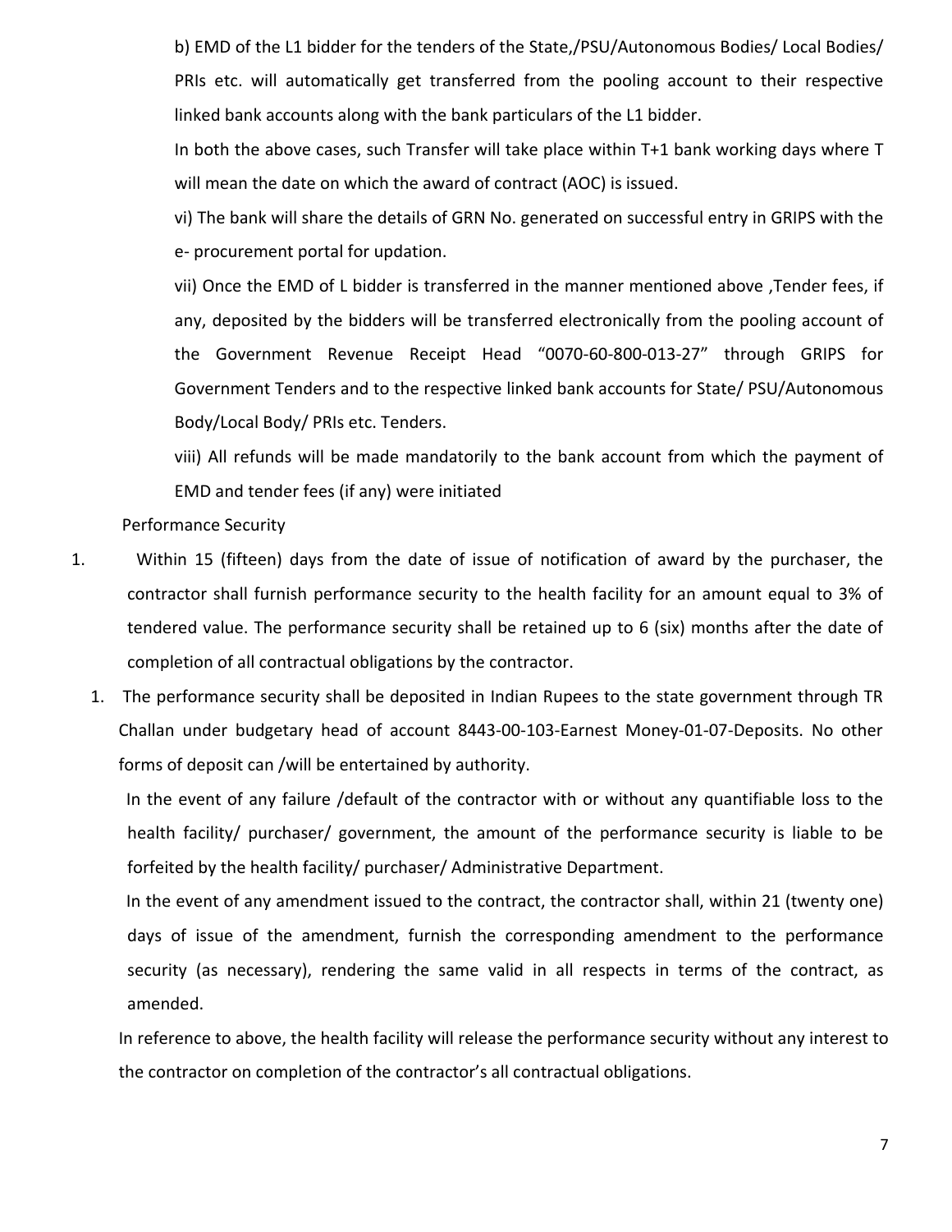b) EMD of the L1 bidder for the tenders of the State,/PSU/Autonomous Bodies/ Local Bodies/ PRIs etc. will automatically get transferred from the pooling account to their respective linked bank accounts along with the bank particulars of the L1 bidder.

In both the above cases, such Transfer will take place within T+1 bank working days where T will mean the date on which the award of contract (AOC) is issued.

vi) The bank will share the details of GRN No. generated on successful entry in GRIPS with the e- procurement portal for updation.

vii) Once the EMD of L bidder is transferred in the manner mentioned above ,Tender fees, if any, deposited by the bidders will be transferred electronically from the pooling account of the Government Revenue Receipt Head "0070-60-800-013-27" through GRIPS for Government Tenders and to the respective linked bank accounts for State/ PSU/Autonomous Body/Local Body/ PRIs etc. Tenders.

viii) All refunds will be made mandatorily to the bank account from which the payment of EMD and tender fees (if any) were initiated

Performance Security

1. Within 15 (fifteen) days from the date of issue of notification of award by the purchaser, the contractor shall furnish performance security to the health facility for an amount equal to 3% of tendered value. The performance security shall be retained up to 6 (six) months after the date of completion of all contractual obligations by the contractor.

1. The performance security shall be deposited in Indian Rupees to the state government through TR Challan under budgetary head of account 8443-00-103-Earnest Money-01-07-Deposits. No other forms of deposit can /will be entertained by authority.

   In the event of any failure /default of the contractor with or without any quantifiable loss to the health facility/ purchaser/ government, the amount of the performance security is liable to be forfeited by the health facility/ purchaser/ Administrative Department.

   In the event of any amendment issued to the contract, the contractor shall, within 21 (twenty one) days of issue of the amendment, furnish the corresponding amendment to the performance security (as necessary), rendering the same valid in all respects in terms of the contract, as amended.

In reference to above, the health facility will release the performance security without any interest to the contractor on completion of the contractor's all contractual obligations.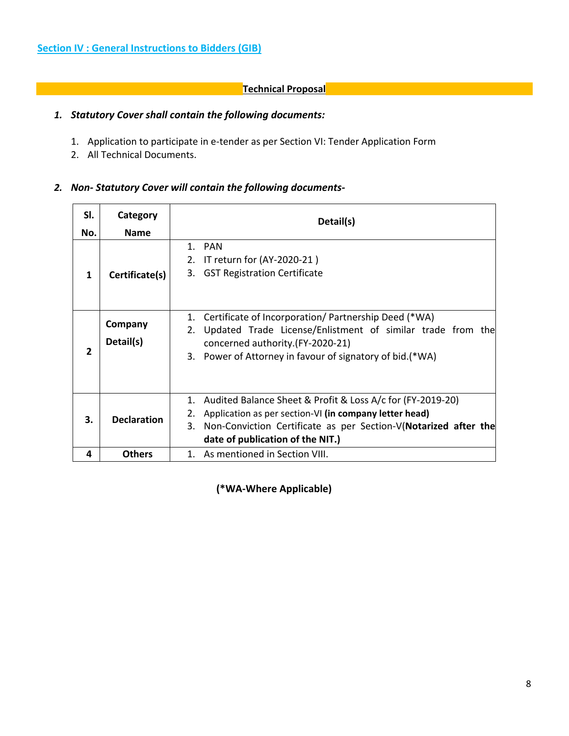## Section IV : General Instructions to Bidders (GIB)

**Technical Proposal**

1. ***Statutory Cover shall contain the following documents:***

   1. Application to participate in e-tender as per Section VI: Tender Application Form
   2. All Technical Documents.

2. ***Non- Statutory Cover will contain the following documents-***

| Sl. No. | Category Name | Detail(s) |
|---|---|---|
| 1 | **Certificate(s)** | 1. PAN<br>2. IT return for (AY-2020-21 )<br>3. GST Registration Certificate |
| 2 | **Company Detail(s)** | 1. Certificate of Incorporation/ Partnership Deed (*WA)<br>2. Updated Trade License/Enlistment of similar trade from the concerned authority.(FY-2020-21)<br>3. Power of Attorney in favour of signatory of bid.(*WA) |
| 3. | **Declaration** | 1. Audited Balance Sheet & Profit & Loss A/c for (FY-2019-20)<br>2. Application as per section-VI **(in company letter head)**<br>3. Non-Conviction Certificate as per Section-V(**Notarized after the date of publication of the NIT.)** |
| 4 | **Others** | 1. As mentioned in Section VIII. |

**(*WA-Where Applicable)**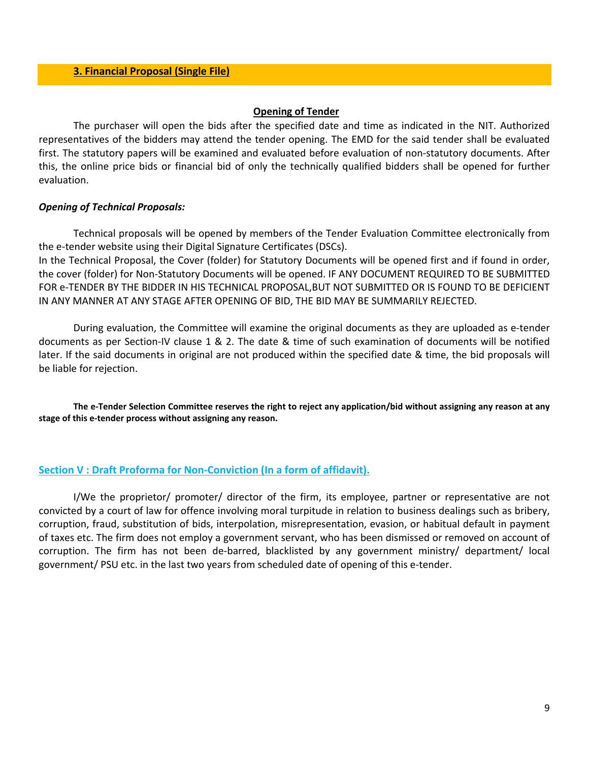### **3. Financial Proposal (Single File)**

**Opening of Tender**

The purchaser will open the bids after the specified date and time as indicated in the NIT. Authorized representatives of the bidders may attend the tender opening. The EMD for the said tender shall be evaluated first. The statutory papers will be examined and evaluated before evaluation of non-statutory documents. After this, the online price bids or financial bid of only the technically qualified bidders shall be opened for further evaluation.

***Opening of Technical Proposals:***

Technical proposals will be opened by members of the Tender Evaluation Committee electronically from the e-tender website using their Digital Signature Certificates (DSCs).
In the Technical Proposal, the Cover (folder) for Statutory Documents will be opened first and if found in order, the cover (folder) for Non-Statutory Documents will be opened. IF ANY DOCUMENT REQUIRED TO BE SUBMITTED FOR e-TENDER BY THE BIDDER IN HIS TECHNICAL PROPOSAL,BUT NOT SUBMITTED OR IS FOUND TO BE DEFICIENT IN ANY MANNER AT ANY STAGE AFTER OPENING OF BID, THE BID MAY BE SUMMARILY REJECTED.

During evaluation, the Committee will examine the original documents as they are uploaded as e-tender documents as per Section-IV clause 1 & 2. The date & time of such examination of documents will be notified later. If the said documents in original are not produced within the specified date & time, the bid proposals will be liable for rejection.

**The e-Tender Selection Committee reserves the right to reject any application/bid without assigning any reason at any stage of this e-tender process without assigning any reason.**

## Section V : Draft Proforma for Non-Conviction (In a form of affidavit).

I/We the proprietor/ promoter/ director of the firm, its employee, partner or representative are not convicted by a court of law for offence involving moral turpitude in relation to business dealings such as bribery, corruption, fraud, substitution of bids, interpolation, misrepresentation, evasion, or habitual default in payment of taxes etc. The firm does not employ a government servant, who has been dismissed or removed on account of corruption. The firm has not been de-barred, blacklisted by any government ministry/ department/ local government/ PSU etc. in the last two years from scheduled date of opening of this e-tender.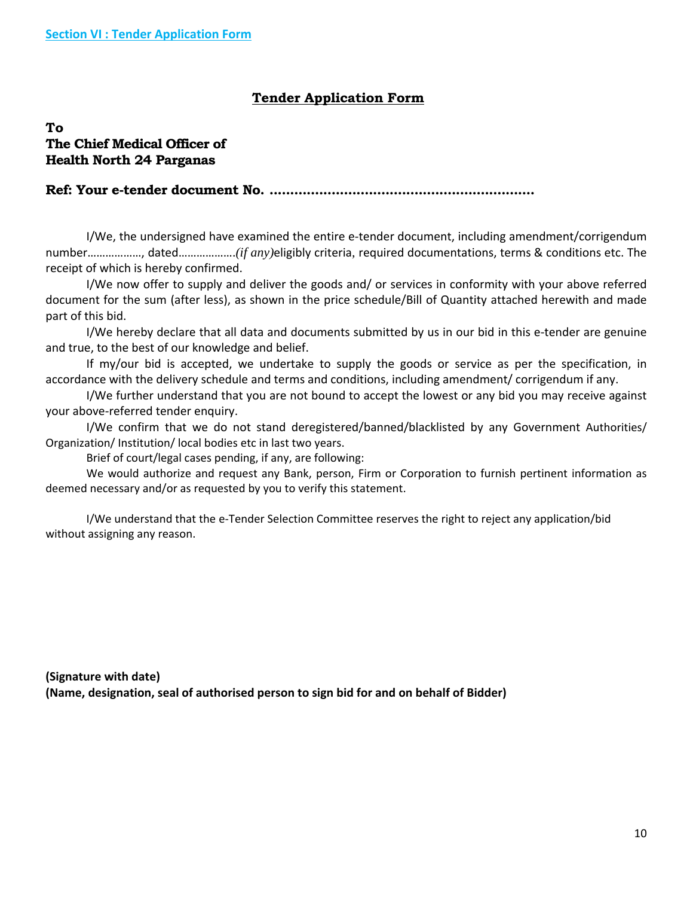## Section VI : Tender Application Form

# Tender Application Form

**To**
**The Chief Medical Officer of**
**Health North 24 Parganas**

**Ref: Your e-tender document No. ................................................................**

I/We, the undersigned have examined the entire e-tender document, including amendment/corrigendum number………………, dated……………….*(if any)*eligibly criteria, required documentations, terms & conditions etc. The receipt of which is hereby confirmed.

I/We now offer to supply and deliver the goods and/ or services in conformity with your above referred document for the sum (after less), as shown in the price schedule/Bill of Quantity attached herewith and made part of this bid.

I/We hereby declare that all data and documents submitted by us in our bid in this e-tender are genuine and true, to the best of our knowledge and belief.

If my/our bid is accepted, we undertake to supply the goods or service as per the specification, in accordance with the delivery schedule and terms and conditions, including amendment/ corrigendum if any.

I/We further understand that you are not bound to accept the lowest or any bid you may receive against your above-referred tender enquiry.

I/We confirm that we do not stand deregistered/banned/blacklisted by any Government Authorities/ Organization/ Institution/ local bodies etc in last two years.

Brief of court/legal cases pending, if any, are following:

We would authorize and request any Bank, person, Firm or Corporation to furnish pertinent information as deemed necessary and/or as requested by you to verify this statement.

I/We understand that the e-Tender Selection Committee reserves the right to reject any application/bid without assigning any reason.

**(Signature with date)**
**(Name, designation, seal of authorised person to sign bid for and on behalf of Bidder)**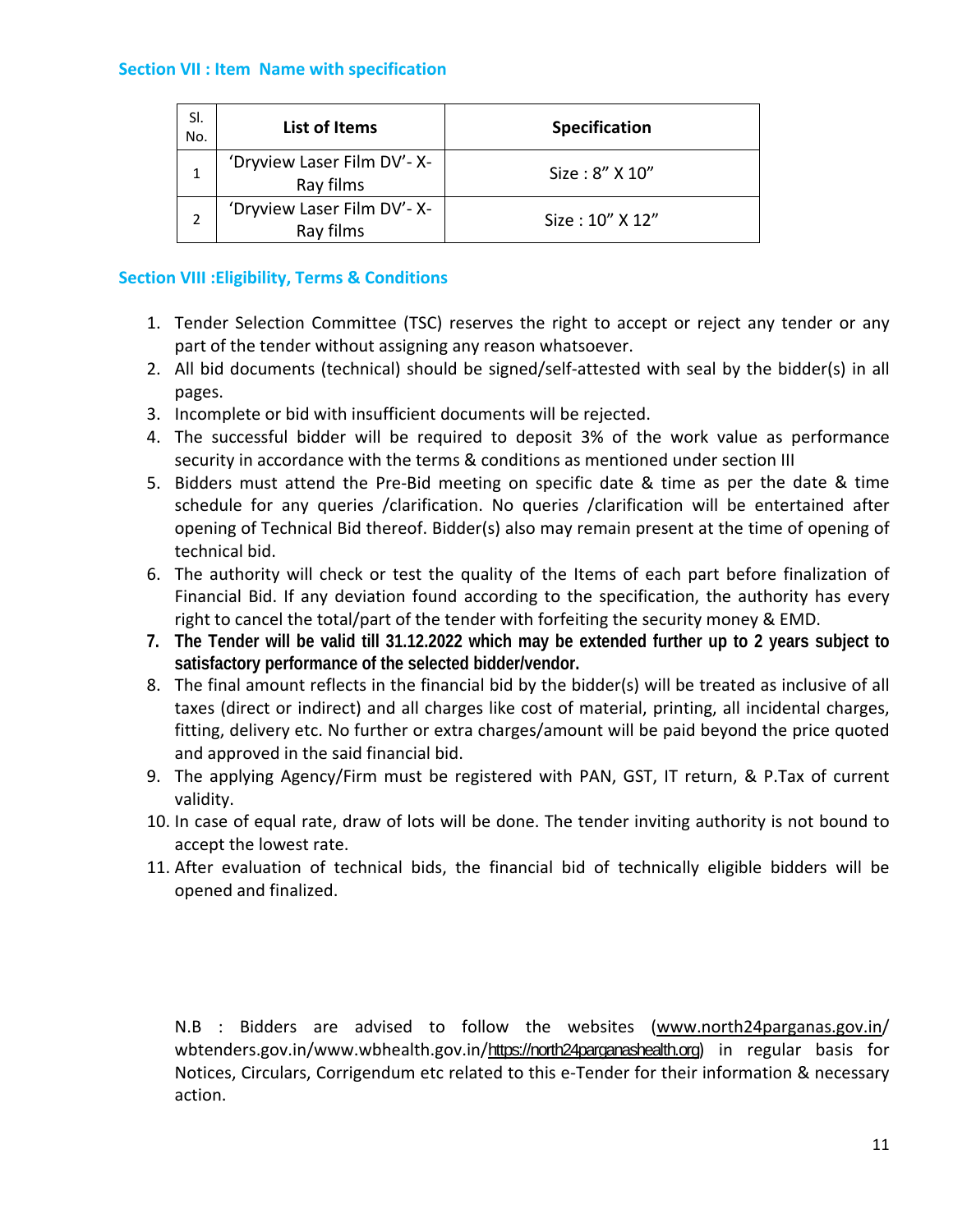## Section VII : Item Name with specification

| Sl. No. | List of Items | Specification |
|---|---|---|
| 1 | 'Dryview Laser Film DV'- X-Ray films | Size : 8" X 10" |
| 2 | 'Dryview Laser Film DV'- X-Ray films | Size : 10" X 12" |

## Section VIII :Eligibility, Terms & Conditions

1. Tender Selection Committee (TSC) reserves the right to accept or reject any tender or any part of the tender without assigning any reason whatsoever.
2. All bid documents (technical) should be signed/self-attested with seal by the bidder(s) in all pages.
3. Incomplete or bid with insufficient documents will be rejected.
4. The successful bidder will be required to deposit 3% of the work value as performance security in accordance with the terms & conditions as mentioned under section III
5. Bidders must attend the Pre-Bid meeting on specific date & time as per the date & time schedule for any queries /clarification. No queries /clarification will be entertained after opening of Technical Bid thereof. Bidder(s) also may remain present at the time of opening of technical bid.
6. The authority will check or test the quality of the Items of each part before finalization of Financial Bid. If any deviation found according to the specification, the authority has every right to cancel the total/part of the tender with forfeiting the security money & EMD.
7. **The Tender will be valid till 31.12.2022 which may be extended further up to 2 years subject to satisfactory performance of the selected bidder/vendor.**
8. The final amount reflects in the financial bid by the bidder(s) will be treated as inclusive of all taxes (direct or indirect) and all charges like cost of material, printing, all incidental charges, fitting, delivery etc. No further or extra charges/amount will be paid beyond the price quoted and approved in the said financial bid.
9. The applying Agency/Firm must be registered with PAN, GST, IT return, & P.Tax of current validity.
10. In case of equal rate, draw of lots will be done. The tender inviting authority is not bound to accept the lowest rate.
11. After evaluation of technical bids, the financial bid of technically eligible bidders will be opened and finalized.

N.B : Bidders are advised to follow the websites (www.north24parganas.gov.in/ wbtenders.gov.in/www.wbhealth.gov.in/https://north24parganashealth.org) in regular basis for Notices, Circulars, Corrigendum etc related to this e-Tender for their information & necessary action.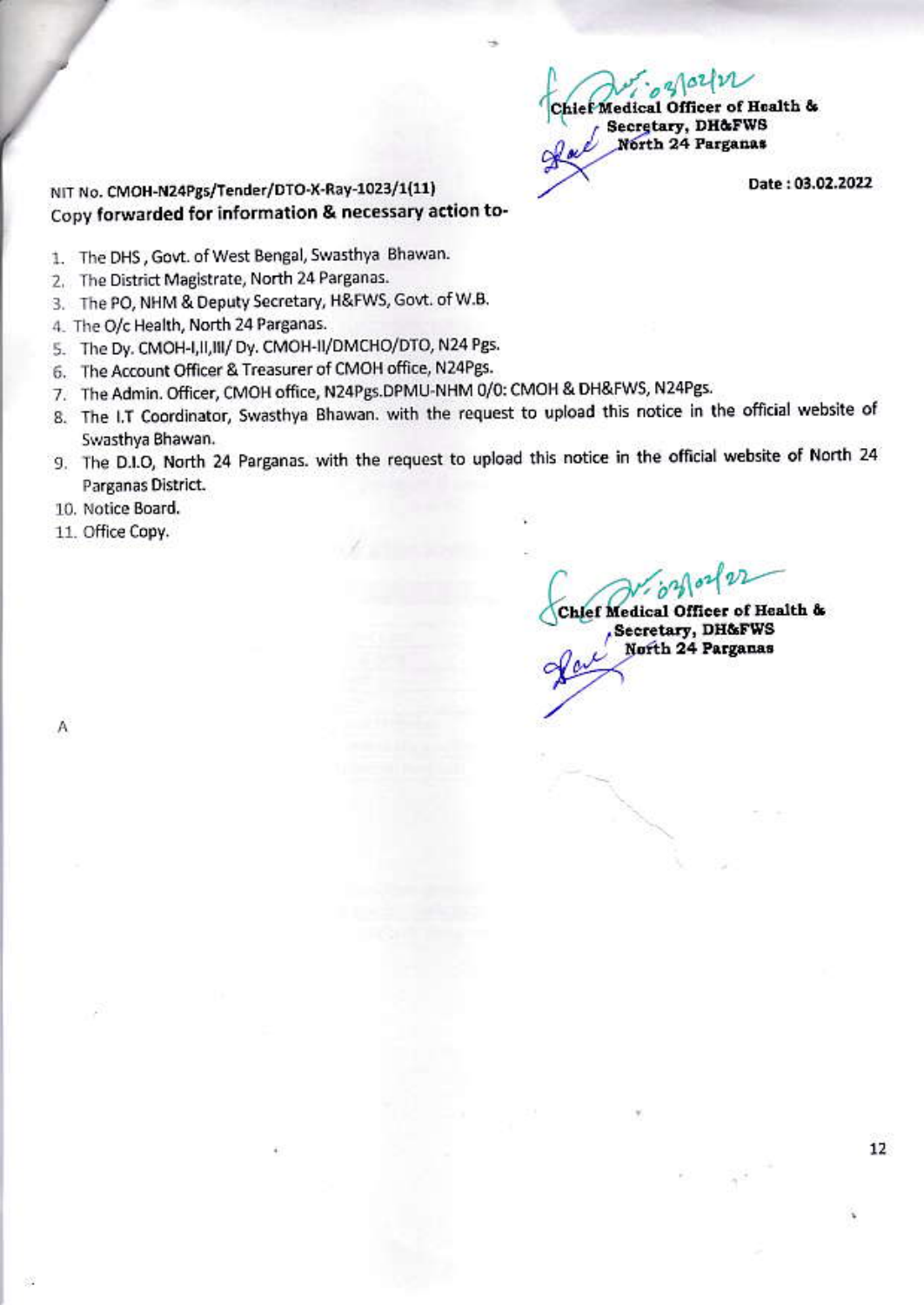Chief Medical Officer of Health &
Secretary, DH&FWS
North 24 Parganas

NIT No. CMOH-N24Pgs/Tender/DTO-X-Ray-1023/1(11)

Date : 03.02.2022

**Copy forwarded for information & necessary action to-**

1. The DHS , Govt. of West Bengal, Swasthya Bhawan.
2. The District Magistrate, North 24 Parganas.
3. The PO, NHM & Deputy Secretary, H&FWS, Govt. of W.B.
4. The O/c Health, North 24 Parganas.
5. The Dy. CMOH-I,II,III/ Dy. CMOH-II/DMCHO/DTO, N24 Pgs.
6. The Account Officer & Treasurer of CMOH office, N24Pgs.
7. The Admin. Officer, CMOH office, N24Pgs.DPMU-NHM O/O: CMOH & DH&FWS, N24Pgs.
8. The I.T Coordinator, Swasthya Bhawan. with the request to upload this notice in the official website of Swasthya Bhawan.
9. The D.I.O, North 24 Parganas. with the request to upload this notice in the official website of North 24 Parganas District.
10. Notice Board.
11. Office Copy.

Chief Medical Officer of Health &
Secretary, DH&FWS
North 24 Parganas

A